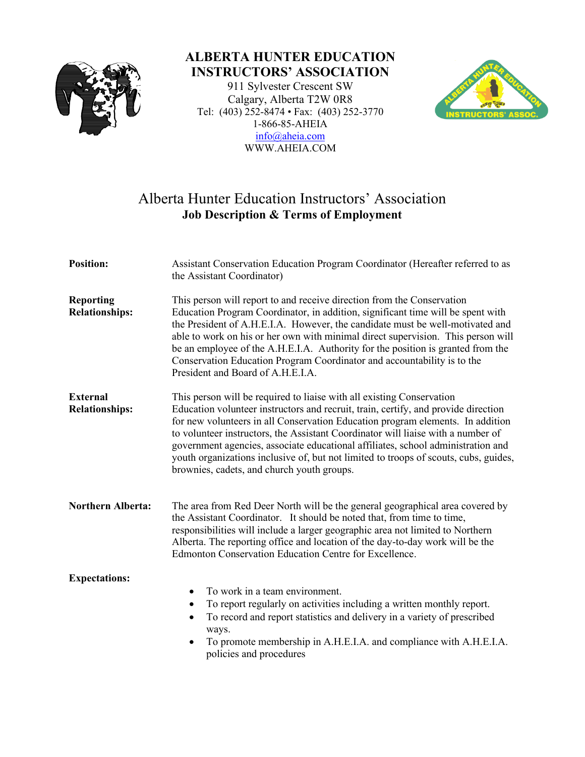# ALBERTA HUNTER EDUCATION INSTRUCTORS' ASSOCIATION

911 Sylvester Crescent SW
Calgary, Alberta T2W 0R8
Tel: (403) 252-8474 • Fax: (403) 252-3770
1-866-85-AHEIA
info@aheia.com
WWW.AHEIA.COM

## Alberta Hunter Education Instructors' Association
### Job Description & Terms of Employment

**Position:** Assistant Conservation Education Program Coordinator (Hereafter referred to as the Assistant Coordinator)

**Reporting Relationships:** This person will report to and receive direction from the Conservation Education Program Coordinator, in addition, significant time will be spent with the President of A.H.E.I.A. However, the candidate must be well-motivated and able to work on his or her own with minimal direct supervision. This person will be an employee of the A.H.E.I.A. Authority for the position is granted from the Conservation Education Program Coordinator and accountability is to the President and Board of A.H.E.I.A.

**External Relationships:** This person will be required to liaise with all existing Conservation Education volunteer instructors and recruit, train, certify, and provide direction for new volunteers in all Conservation Education program elements. In addition to volunteer instructors, the Assistant Coordinator will liaise with a number of government agencies, associate educational affiliates, school administration and youth organizations inclusive of, but not limited to troops of scouts, cubs, guides, brownies, cadets, and church youth groups.

**Northern Alberta:** The area from Red Deer North will be the general geographical area covered by the Assistant Coordinator. It should be noted that, from time to time, responsibilities will include a larger geographic area not limited to Northern Alberta. The reporting office and location of the day-to-day work will be the Edmonton Conservation Education Centre for Excellence.

**Expectations:**

- To work in a team environment.
- To report regularly on activities including a written monthly report.
- To record and report statistics and delivery in a variety of prescribed ways.
- To promote membership in A.H.E.I.A. and compliance with A.H.E.I.A. policies and procedures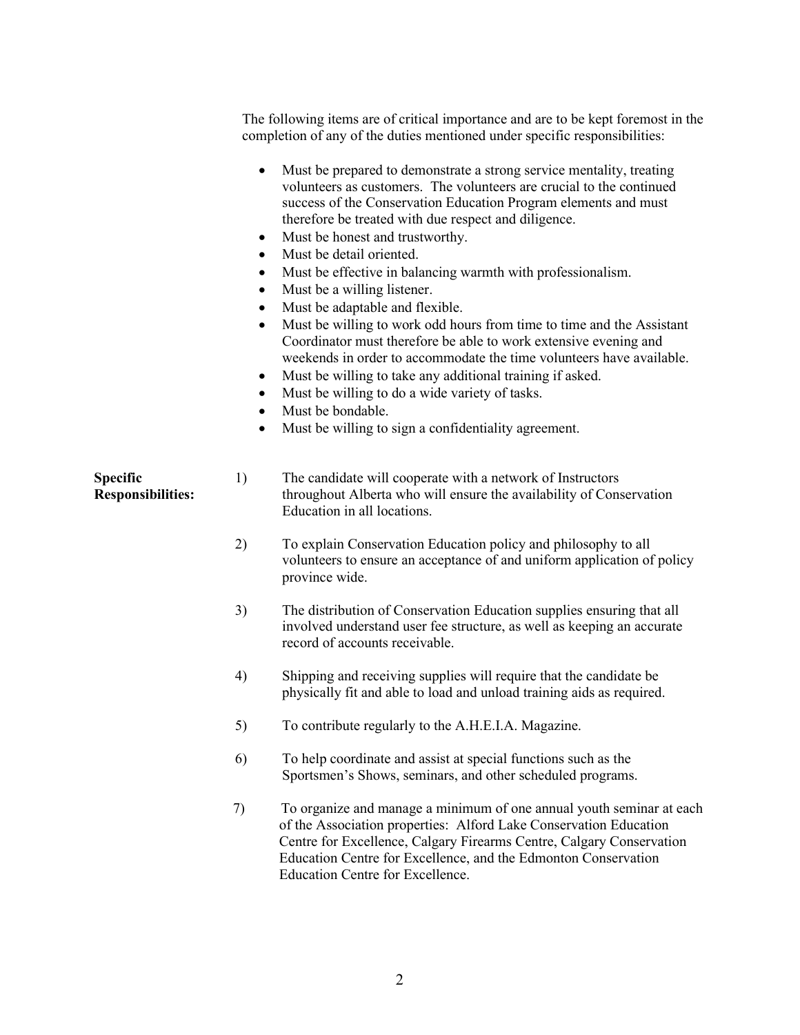The following items are of critical importance and are to be kept foremost in the completion of any of the duties mentioned under specific responsibilities:

- Must be prepared to demonstrate a strong service mentality, treating volunteers as customers. The volunteers are crucial to the continued success of the Conservation Education Program elements and must therefore be treated with due respect and diligence.
- Must be honest and trustworthy.
- Must be detail oriented.
- Must be effective in balancing warmth with professionalism.
- Must be a willing listener.
- Must be adaptable and flexible.
- Must be willing to work odd hours from time to time and the Assistant Coordinator must therefore be able to work extensive evening and weekends in order to accommodate the time volunteers have available.
- Must be willing to take any additional training if asked.
- Must be willing to do a wide variety of tasks.
- Must be bondable.
- Must be willing to sign a confidentiality agreement.

**Specific Responsibilities:**

1) The candidate will cooperate with a network of Instructors throughout Alberta who will ensure the availability of Conservation Education in all locations.

2) To explain Conservation Education policy and philosophy to all volunteers to ensure an acceptance of and uniform application of policy province wide.

3) The distribution of Conservation Education supplies ensuring that all involved understand user fee structure, as well as keeping an accurate record of accounts receivable.

4) Shipping and receiving supplies will require that the candidate be physically fit and able to load and unload training aids as required.

5) To contribute regularly to the A.H.E.I.A. Magazine.

6) To help coordinate and assist at special functions such as the Sportsmen's Shows, seminars, and other scheduled programs.

7) To organize and manage a minimum of one annual youth seminar at each of the Association properties: Alford Lake Conservation Education Centre for Excellence, Calgary Firearms Centre, Calgary Conservation Education Centre for Excellence, and the Edmonton Conservation Education Centre for Excellence.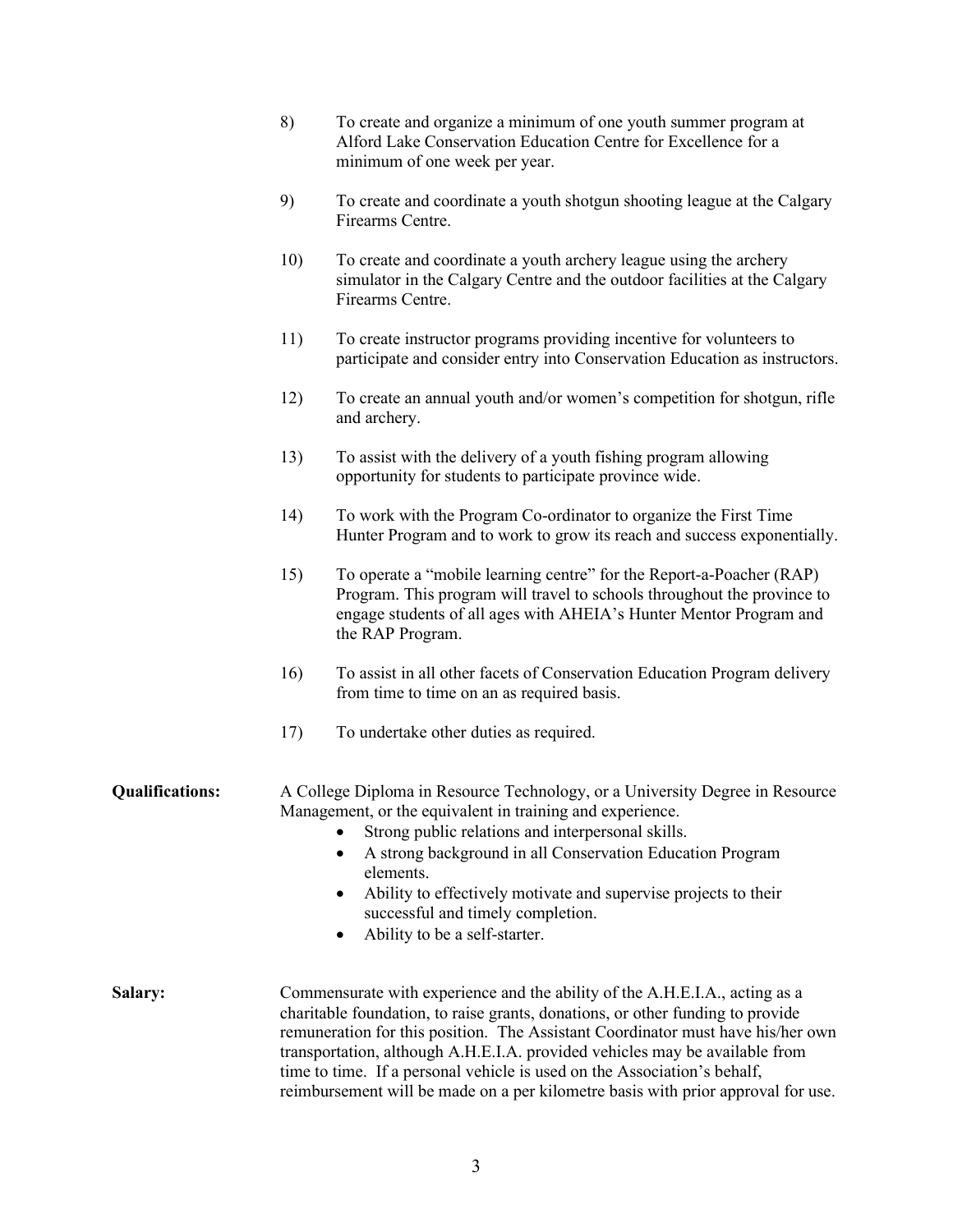8) To create and organize a minimum of one youth summer program at Alford Lake Conservation Education Centre for Excellence for a minimum of one week per year.

9) To create and coordinate a youth shotgun shooting league at the Calgary Firearms Centre.

10) To create and coordinate a youth archery league using the archery simulator in the Calgary Centre and the outdoor facilities at the Calgary Firearms Centre.

11) To create instructor programs providing incentive for volunteers to participate and consider entry into Conservation Education as instructors.

12) To create an annual youth and/or women's competition for shotgun, rifle and archery.

13) To assist with the delivery of a youth fishing program allowing opportunity for students to participate province wide.

14) To work with the Program Co-ordinator to organize the First Time Hunter Program and to work to grow its reach and success exponentially.

15) To operate a "mobile learning centre" for the Report-a-Poacher (RAP) Program. This program will travel to schools throughout the province to engage students of all ages with AHEIA's Hunter Mentor Program and the RAP Program.

16) To assist in all other facets of Conservation Education Program delivery from time to time on an as required basis.

17) To undertake other duties as required.

**Qualifications:** A College Diploma in Resource Technology, or a University Degree in Resource Management, or the equivalent in training and experience.

- Strong public relations and interpersonal skills.
- A strong background in all Conservation Education Program elements.
- Ability to effectively motivate and supervise projects to their successful and timely completion.
- Ability to be a self-starter.

**Salary:** Commensurate with experience and the ability of the A.H.E.I.A., acting as a charitable foundation, to raise grants, donations, or other funding to provide remuneration for this position. The Assistant Coordinator must have his/her own transportation, although A.H.E.I.A. provided vehicles may be available from time to time. If a personal vehicle is used on the Association's behalf, reimbursement will be made on a per kilometre basis with prior approval for use.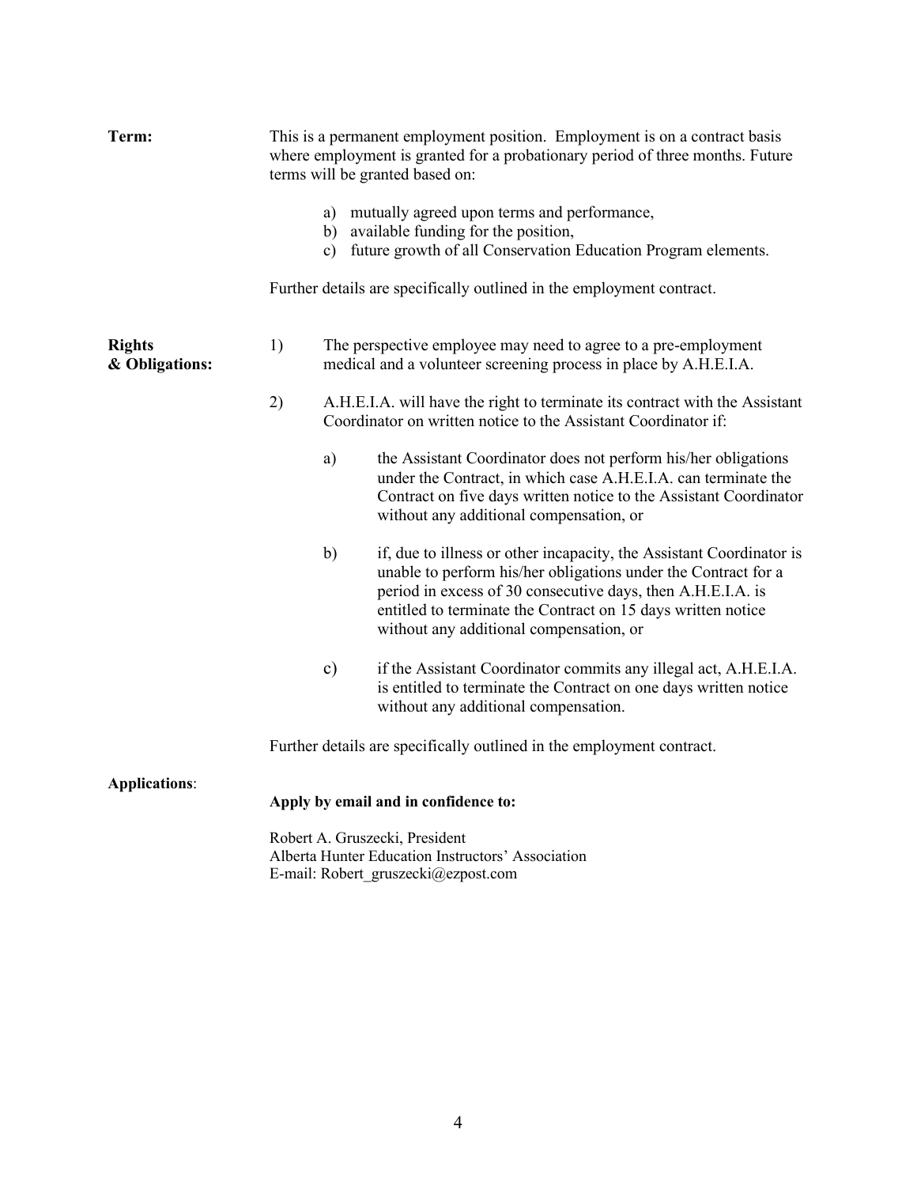**Term:**

This is a permanent employment position. Employment is on a contract basis where employment is granted for a probationary period of three months. Future terms will be granted based on:

a) mutually agreed upon terms and performance,
b) available funding for the position,
c) future growth of all Conservation Education Program elements.

Further details are specifically outlined in the employment contract.

**Rights & Obligations:**

1) The perspective employee may need to agree to a pre-employment medical and a volunteer screening process in place by A.H.E.I.A.

2) A.H.E.I.A. will have the right to terminate its contract with the Assistant Coordinator on written notice to the Assistant Coordinator if:

   a) the Assistant Coordinator does not perform his/her obligations under the Contract, in which case A.H.E.I.A. can terminate the Contract on five days written notice to the Assistant Coordinator without any additional compensation, or

   b) if, due to illness or other incapacity, the Assistant Coordinator is unable to perform his/her obligations under the Contract for a period in excess of 30 consecutive days, then A.H.E.I.A. is entitled to terminate the Contract on 15 days written notice without any additional compensation, or

   c) if the Assistant Coordinator commits any illegal act, A.H.E.I.A. is entitled to terminate the Contract on one days written notice without any additional compensation.

Further details are specifically outlined in the employment contract.

**Applications**:

**Apply by email and in confidence to:**

Robert A. Gruszecki, President
Alberta Hunter Education Instructors' Association
E-mail: Robert_gruszecki@ezpost.com